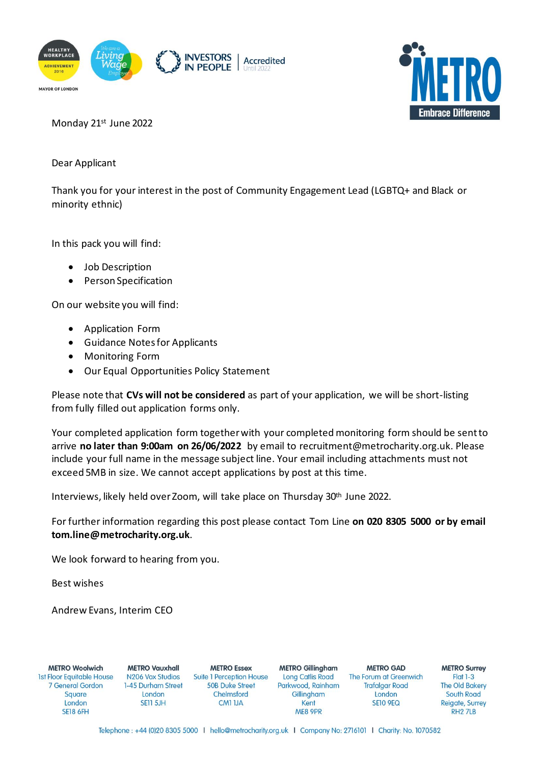Monday 21st June 2022

Dear Applicant

Thank you for your interest in the post of Community Engagement Lead (LGBTQ+ and Black or minority ethnic)

In this pack you will find:

- Job Description
- Person Specification

On our website you will find:

- Application Form
- Guidance Notes for Applicants
- Monitoring Form
- Our Equal Opportunities Policy Statement

Please note that **CVs will not be considered** as part of your application, we will be short-listing from fully filled out application forms only.

Your completed application form together with your completed monitoring form should be sent to arrive **no later than 9:00am on 26/06/2022** by email to recruitment@metrocharity.org.uk. Please include your full name in the message subject line. Your email including attachments must not exceed 5MB in size. We cannot accept applications by post at this time.

Interviews, likely held over Zoom, will take place on Thursday 30th June 2022.

For further information regarding this post please contact Tom Line **on 020 8305 5000 or by email tom.line@metrocharity.org.uk**.

We look forward to hearing from you.

Best wishes

Andrew Evans, Interim CEO

**METRO Woolwich**
1st Floor Equitable House
7 General Gordon Square
London
SE18 6FH

**METRO Vauxhall**
N206 Vox Studios
1-45 Durham Street
London
SE11 5JH

**METRO Essex**
Suite 1 Perception House
50B Duke Street
Chelmsford
CM1 1JA

**METRO Gillingham**
Long Catlis Road
Parkwood, Rainham
Gillingham
Kent
ME8 9PR

**METRO GAD**
The Forum at Greenwich
Trafalgar Road
London
SE10 9EQ

**METRO Surrey**
Flat 1-3
The Old Bakery
South Road
Reigate, Surrey
RH2 7LB

Telephone : +44 (0)20 8305 5000 | hello@metrocharity.org.uk | Company No: 2716101 | Charity: No. 1070582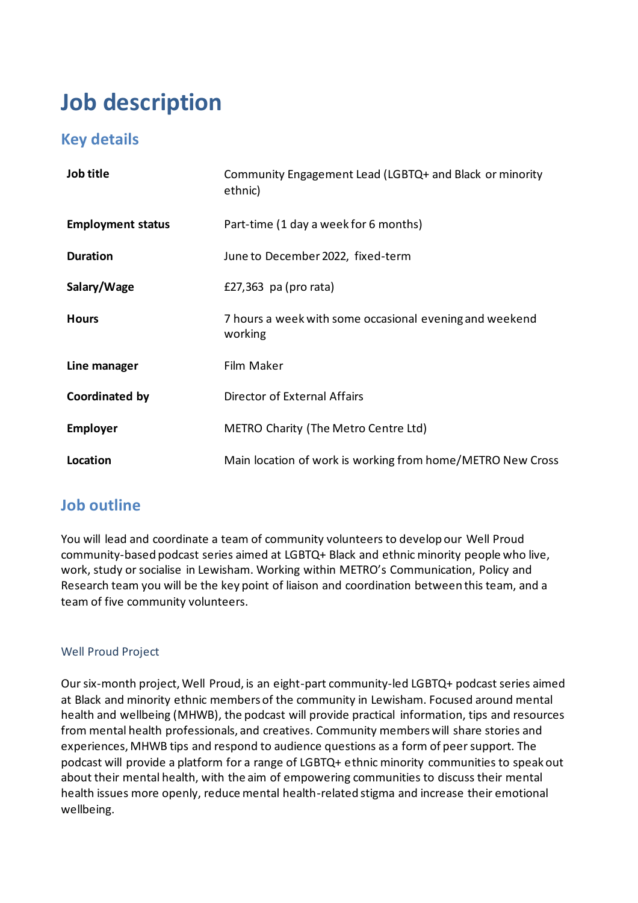# Job description

## Key details

| | |
|---|---|
| **Job title** | Community Engagement Lead (LGBTQ+ and Black or minority ethnic) |
| **Employment status** | Part-time (1 day a week for 6 months) |
| **Duration** | June to December 2022, fixed-term |
| **Salary/Wage** | £27,363 pa (pro rata) |
| **Hours** | 7 hours a week with some occasional evening and weekend working |
| **Line manager** | Film Maker |
| **Coordinated by** | Director of External Affairs |
| **Employer** | METRO Charity (The Metro Centre Ltd) |
| **Location** | Main location of work is working from home/METRO New Cross |

## Job outline

You will lead and coordinate a team of community volunteers to develop our Well Proud community-based podcast series aimed at LGBTQ+ Black and ethnic minority people who live, work, study or socialise in Lewisham. Working within METRO's Communication, Policy and Research team you will be the key point of liaison and coordination between this team, and a team of five community volunteers.

### Well Proud Project

Our six-month project, Well Proud, is an eight-part community-led LGBTQ+ podcast series aimed at Black and minority ethnic members of the community in Lewisham. Focused around mental health and wellbeing (MHWB), the podcast will provide practical information, tips and resources from mental health professionals, and creatives. Community members will share stories and experiences, MHWB tips and respond to audience questions as a form of peer support. The podcast will provide a platform for a range of LGBTQ+ ethnic minority communities to speak out about their mental health, with the aim of empowering communities to discuss their mental health issues more openly, reduce mental health-related stigma and increase their emotional wellbeing.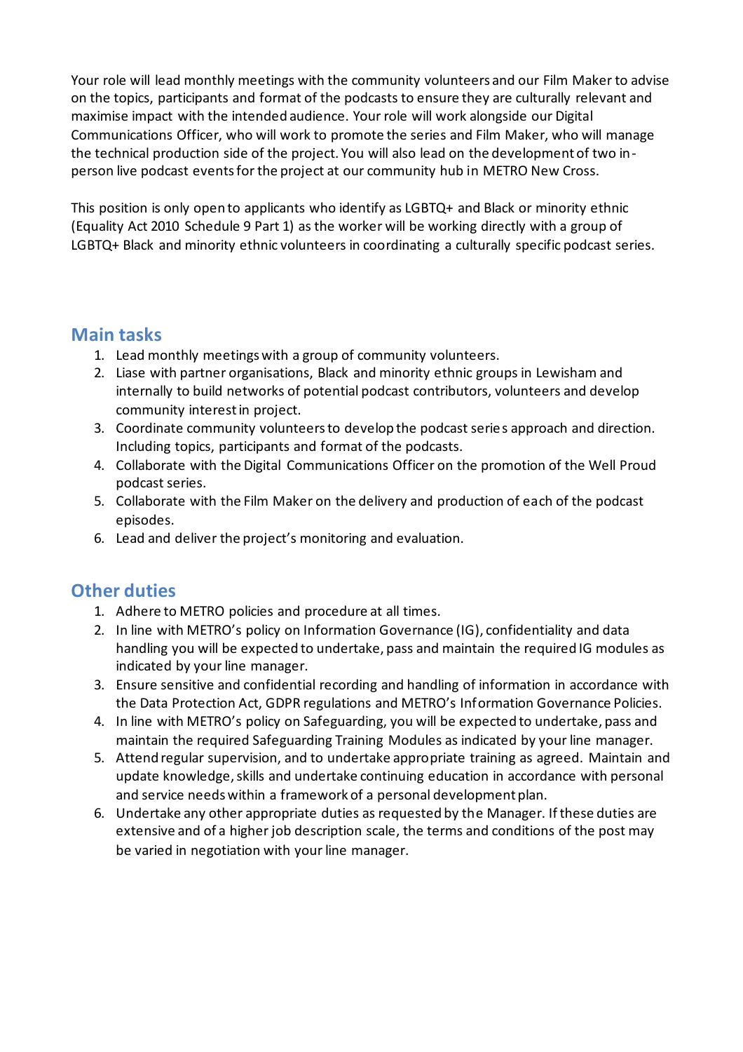Your role will lead monthly meetings with the community volunteers and our Film Maker to advise on the topics, participants and format of the podcasts to ensure they are culturally relevant and maximise impact with the intended audience. Your role will work alongside our Digital Communications Officer, who will work to promote the series and Film Maker, who will manage the technical production side of the project. You will also lead on the development of two in-person live podcast events for the project at our community hub in METRO New Cross.

This position is only open to applicants who identify as LGBTQ+ and Black or minority ethnic (Equality Act 2010 Schedule 9 Part 1) as the worker will be working directly with a group of LGBTQ+ Black and minority ethnic volunteers in coordinating a culturally specific podcast series.

## Main tasks

1. Lead monthly meetings with a group of community volunteers.
2. Liase with partner organisations, Black and minority ethnic groups in Lewisham and internally to build networks of potential podcast contributors, volunteers and develop community interest in project.
3. Coordinate community volunteers to develop the podcast series approach and direction. Including topics, participants and format of the podcasts.
4. Collaborate with the Digital Communications Officer on the promotion of the Well Proud podcast series.
5. Collaborate with the Film Maker on the delivery and production of each of the podcast episodes.
6. Lead and deliver the project's monitoring and evaluation.

## Other duties

1. Adhere to METRO policies and procedure at all times.
2. In line with METRO's policy on Information Governance (IG), confidentiality and data handling you will be expected to undertake, pass and maintain the required IG modules as indicated by your line manager.
3. Ensure sensitive and confidential recording and handling of information in accordance with the Data Protection Act, GDPR regulations and METRO's Information Governance Policies.
4. In line with METRO's policy on Safeguarding, you will be expected to undertake, pass and maintain the required Safeguarding Training Modules as indicated by your line manager.
5. Attend regular supervision, and to undertake appropriate training as agreed. Maintain and update knowledge, skills and undertake continuing education in accordance with personal and service needs within a framework of a personal development plan.
6. Undertake any other appropriate duties as requested by the Manager. If these duties are extensive and of a higher job description scale, the terms and conditions of the post may be varied in negotiation with your line manager.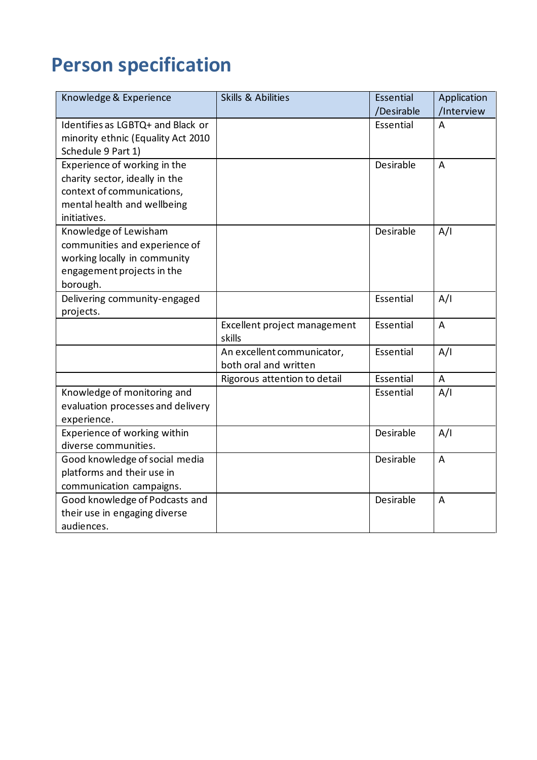# Person specification

| Knowledge & Experience | Skills & Abilities | Essential /Desirable | Application /Interview |
|---|---|---|---|
| Identifies as LGBTQ+ and Black or minority ethnic (Equality Act 2010 Schedule 9 Part 1) | | Essential | A |
| Experience of working in the charity sector, ideally in the context of communications, mental health and wellbeing initiatives. | | Desirable | A |
| Knowledge of Lewisham communities and experience of working locally in community engagement projects in the borough. | | Desirable | A/I |
| Delivering community-engaged projects. | | Essential | A/I |
| | Excellent project management skills | Essential | A |
| | An excellent communicator, both oral and written | Essential | A/I |
| | Rigorous attention to detail | Essential | A |
| Knowledge of monitoring and evaluation processes and delivery experience. | | Essential | A/I |
| Experience of working within diverse communities. | | Desirable | A/I |
| Good knowledge of social media platforms and their use in communication campaigns. | | Desirable | A |
| Good knowledge of Podcasts and their use in engaging diverse audiences. | | Desirable | A |